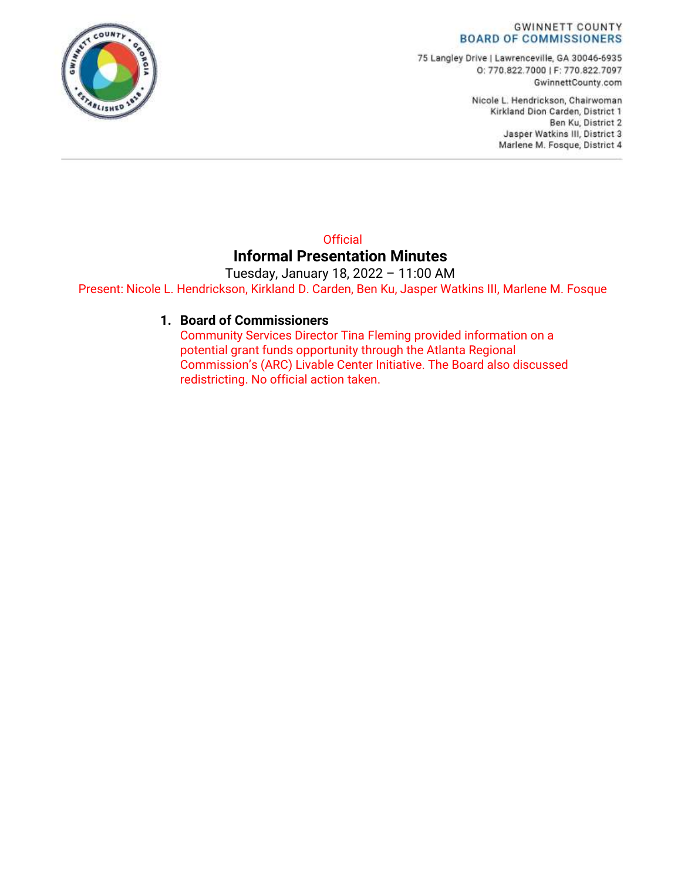GWINNETT COUNTY
BOARD OF COMMISSIONERS

75 Langley Drive | Lawrenceville, GA 30046-6935
O: 770.822.7000 | F: 770.822.7097
GwinnettCounty.com

Nicole L. Hendrickson, Chairwoman
Kirkland Dion Carden, District 1
Ben Ku, District 2
Jasper Watkins III, District 3
Marlene M. Fosque, District 4

Official

# Informal Presentation Minutes

Tuesday, January 18, 2022 – 11:00 AM

Present: Nicole L. Hendrickson, Kirkland D. Carden, Ben Ku, Jasper Watkins III, Marlene M. Fosque

1. **Board of Commissioners**
   Community Services Director Tina Fleming provided information on a potential grant funds opportunity through the Atlanta Regional Commission's (ARC) Livable Center Initiative. The Board also discussed redistricting. No official action taken.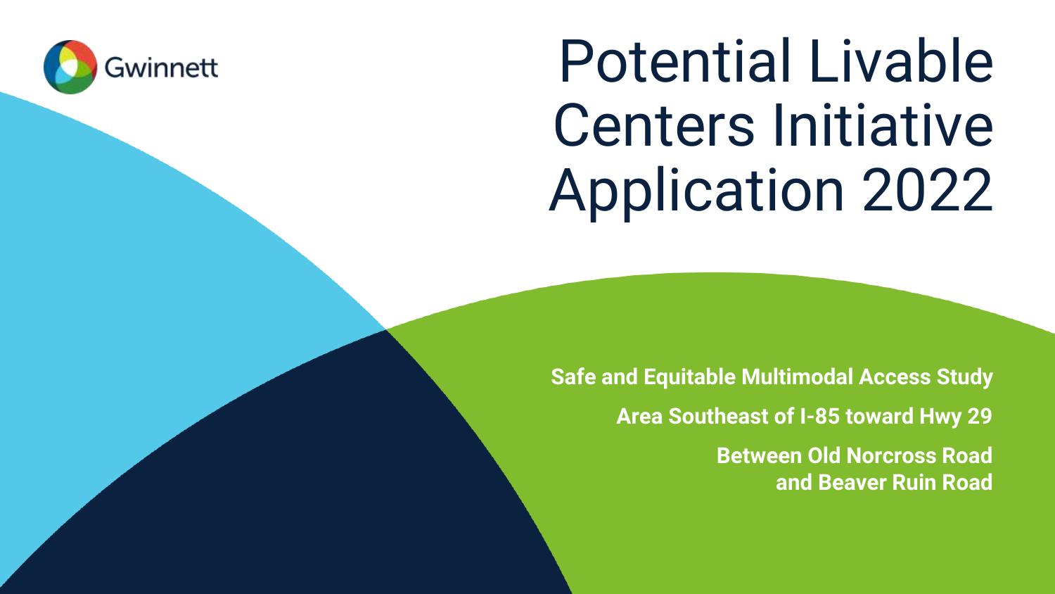Gwinnett

# Potential Livable Centers Initiative Application 2022

**Safe and Equitable Multimodal Access Study**

**Area Southeast of I-85 toward Hwy 29**

**Between Old Norcross Road and Beaver Ruin Road**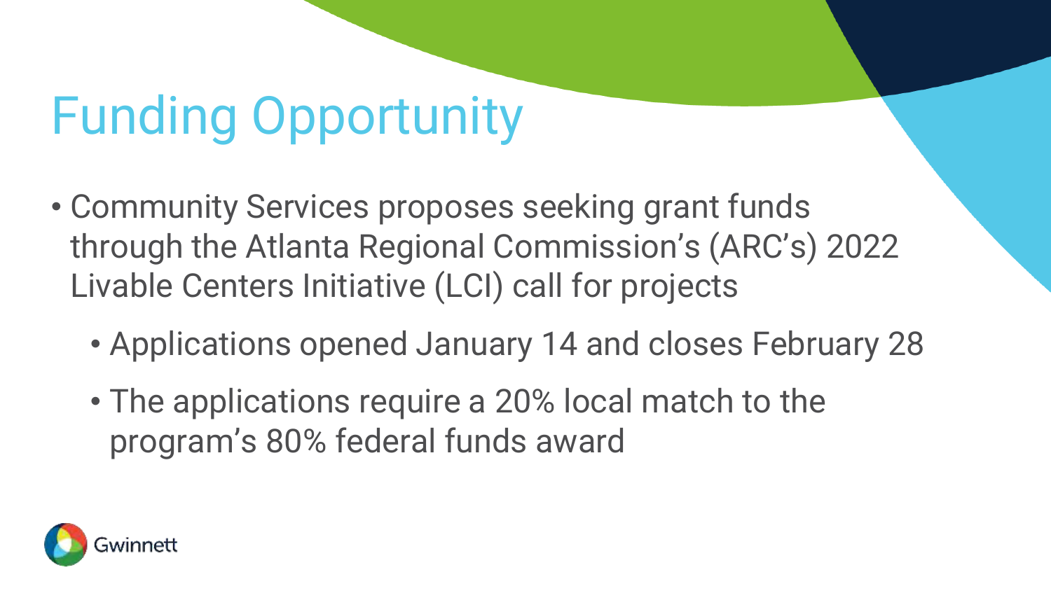# Funding Opportunity

- Community Services proposes seeking grant funds through the Atlanta Regional Commission's (ARC's) 2022 Livable Centers Initiative (LCI) call for projects
  - Applications opened January 14 and closes February 28
  - The applications require a 20% local match to the program's 80% federal funds award

Gwinnett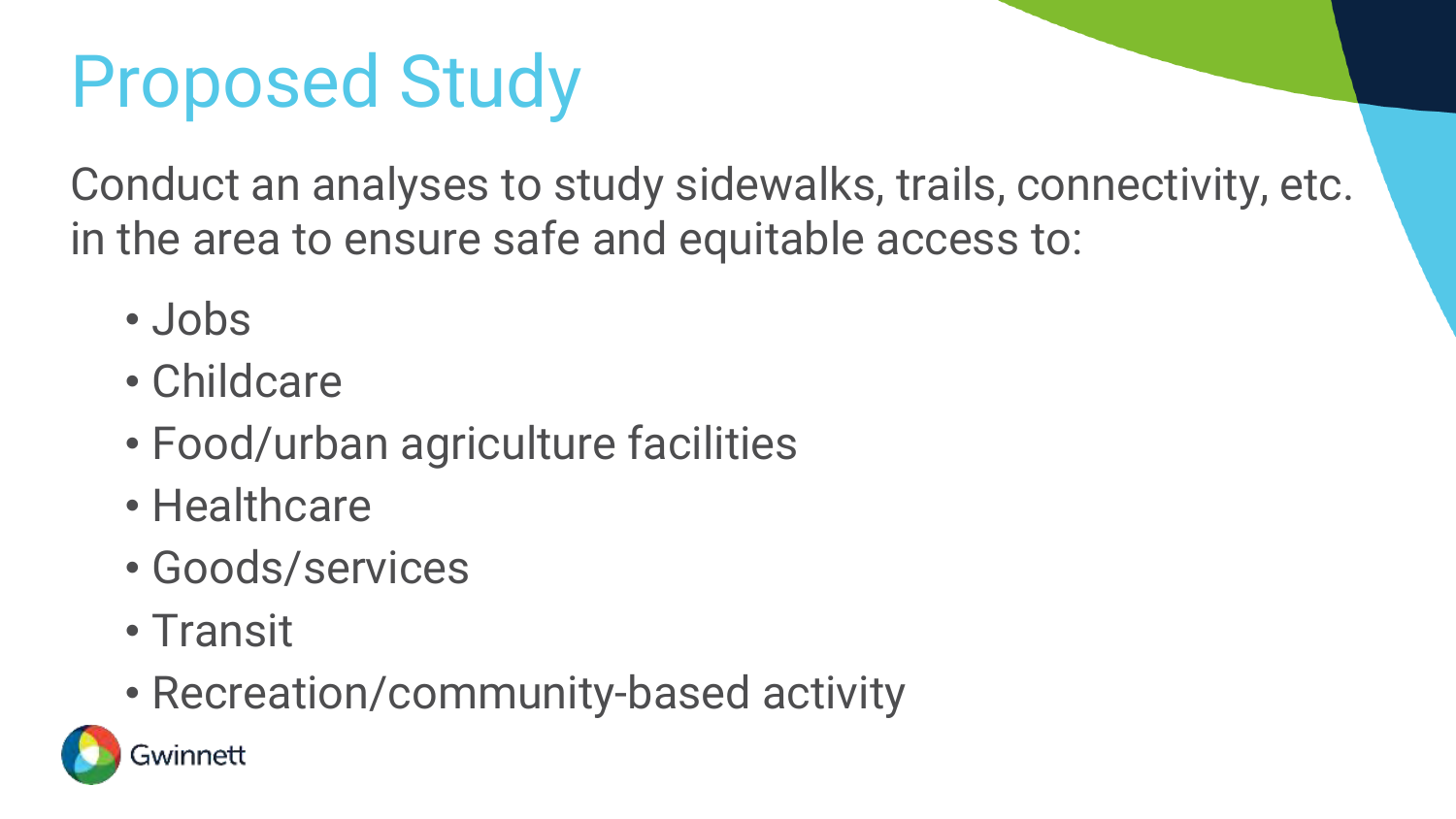# Proposed Study

Conduct an analyses to study sidewalks, trails, connectivity, etc. in the area to ensure safe and equitable access to:

- Jobs
- Childcare
- Food/urban agriculture facilities
- Healthcare
- Goods/services
- Transit
- Recreation/community-based activity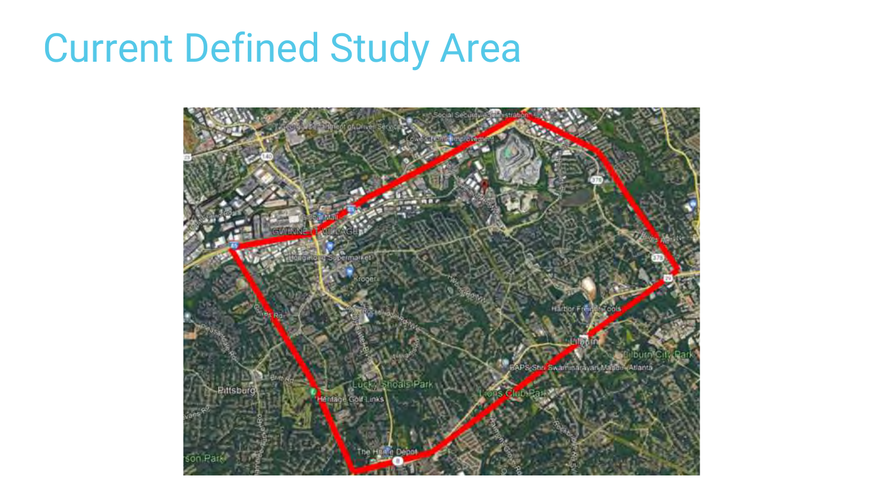# Current Defined Study Area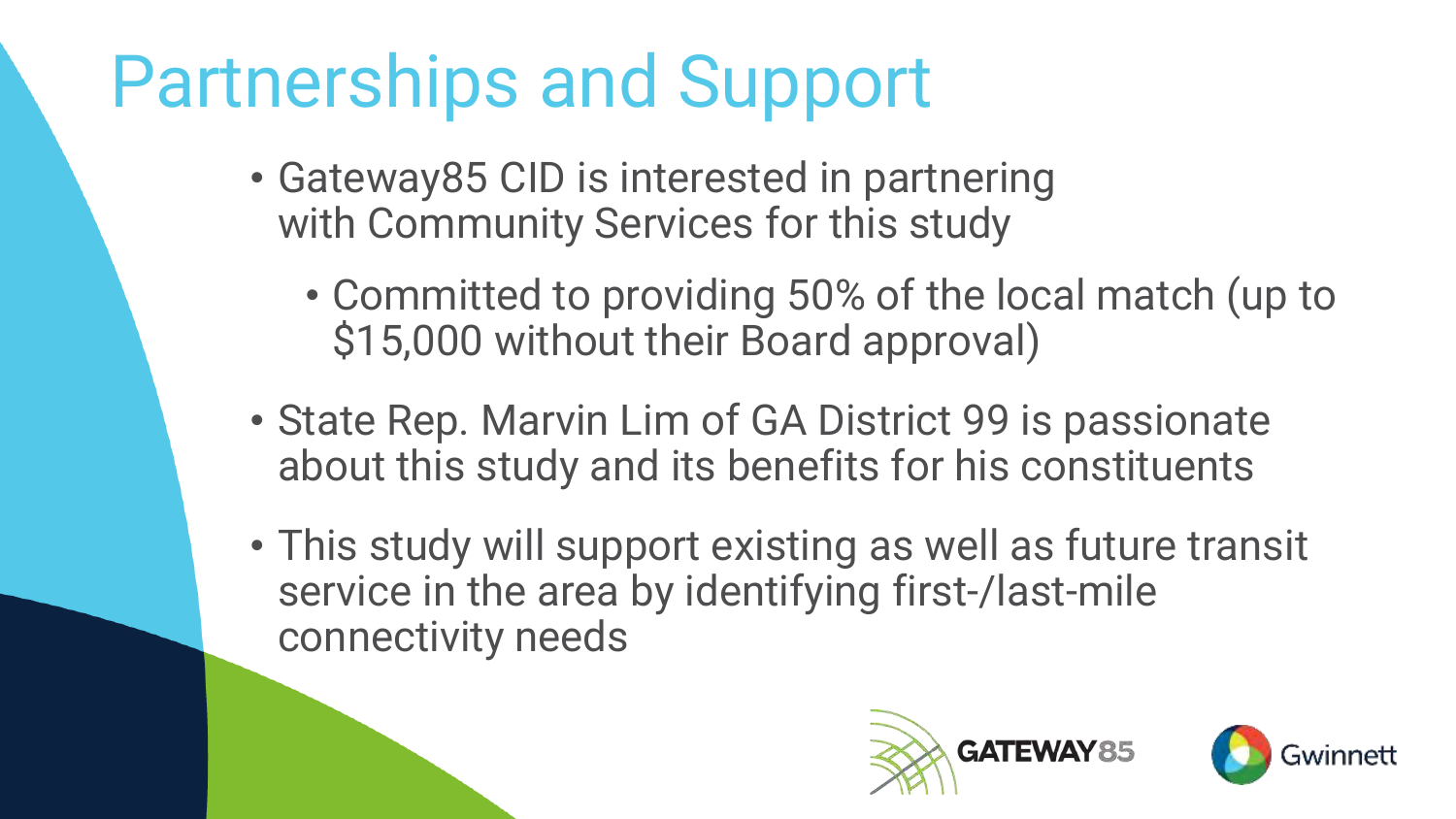# Partnerships and Support

- Gateway85 CID is interested in partnering with Community Services for this study
  - Committed to providing 50% of the local match (up to $15,000 without their Board approval)
- State Rep. Marvin Lim of GA District 99 is passionate about this study and its benefits for his constituents
- This study will support existing as well as future transit service in the area by identifying first-/last-mile connectivity needs

GATEWAY85

Gwinnett